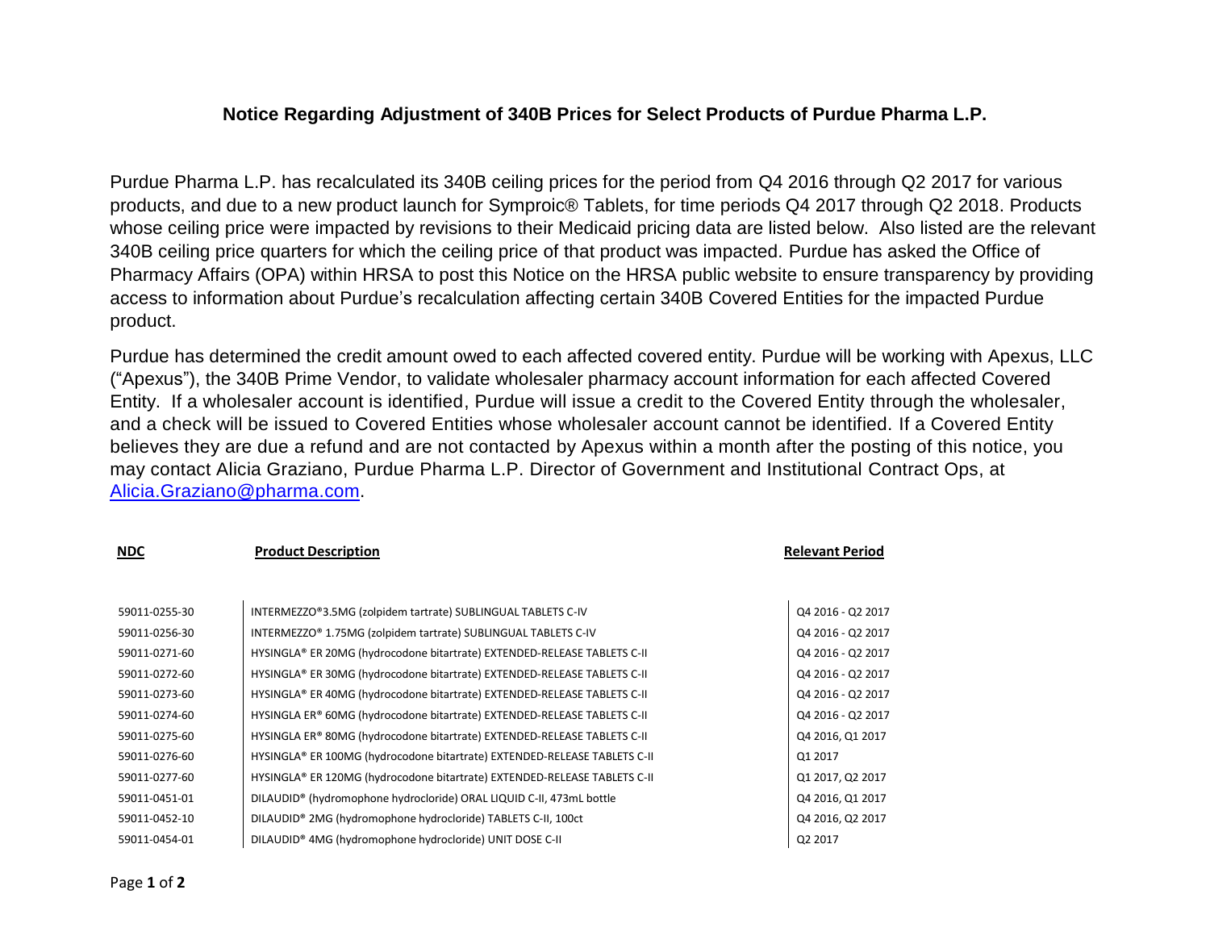# Notice Regarding Adjustment of 340B Prices for Select Products of Purdue Pharma L.P.

Purdue Pharma L.P. has recalculated its 340B ceiling prices for the period from Q4 2016 through Q2 2017 for various products, and due to a new product launch for Symproic® Tablets, for time periods Q4 2017 through Q2 2018. Products whose ceiling price were impacted by revisions to their Medicaid pricing data are listed below. Also listed are the relevant 340B ceiling price quarters for which the ceiling price of that product was impacted. Purdue has asked the Office of Pharmacy Affairs (OPA) within HRSA to post this Notice on the HRSA public website to ensure transparency by providing access to information about Purdue's recalculation affecting certain 340B Covered Entities for the impacted Purdue product.

Purdue has determined the credit amount owed to each affected covered entity. Purdue will be working with Apexus, LLC ("Apexus"), the 340B Prime Vendor, to validate wholesaler pharmacy account information for each affected Covered Entity. If a wholesaler account is identified, Purdue will issue a credit to the Covered Entity through the wholesaler, and a check will be issued to Covered Entities whose wholesaler account cannot be identified. If a Covered Entity believes they are due a refund and are not contacted by Apexus within a month after the posting of this notice, you may contact Alicia Graziano, Purdue Pharma L.P. Director of Government and Institutional Contract Ops, at [Alicia.Graziano@pharma.com](mailto:Alicia.Graziano@pharma.com).

| NDC | Product Description | Relevant Period |
|---|---|---|
| 59011-0255-30 | INTERMEZZO®3.5MG (zolpidem tartrate) SUBLINGUAL TABLETS C-IV | Q4 2016 - Q2 2017 |
| 59011-0256-30 | INTERMEZZO® 1.75MG (zolpidem tartrate) SUBLINGUAL TABLETS C-IV | Q4 2016 - Q2 2017 |
| 59011-0271-60 | HYSINGLA® ER 20MG (hydrocodone bitartrate) EXTENDED-RELEASE TABLETS C-II | Q4 2016 - Q2 2017 |
| 59011-0272-60 | HYSINGLA® ER 30MG (hydrocodone bitartrate) EXTENDED-RELEASE TABLETS C-II | Q4 2016 - Q2 2017 |
| 59011-0273-60 | HYSINGLA® ER 40MG (hydrocodone bitartrate) EXTENDED-RELEASE TABLETS C-II | Q4 2016 - Q2 2017 |
| 59011-0274-60 | HYSINGLA ER® 60MG (hydrocodone bitartrate) EXTENDED-RELEASE TABLETS C-II | Q4 2016 - Q2 2017 |
| 59011-0275-60 | HYSINGLA ER® 80MG (hydrocodone bitartrate) EXTENDED-RELEASE TABLETS C-II | Q4 2016, Q1 2017 |
| 59011-0276-60 | HYSINGLA® ER 100MG (hydrocodone bitartrate) EXTENDED-RELEASE TABLETS C-II | Q1 2017 |
| 59011-0277-60 | HYSINGLA® ER 120MG (hydrocodone bitartrate) EXTENDED-RELEASE TABLETS C-II | Q1 2017, Q2 2017 |
| 59011-0451-01 | DILAUDID® (hydromophone hydrocloride) ORAL LIQUID C-II, 473mL bottle | Q4 2016, Q1 2017 |
| 59011-0452-10 | DILAUDID® 2MG (hydromophone hydrocloride) TABLETS C-II, 100ct | Q4 2016, Q2 2017 |
| 59011-0454-01 | DILAUDID® 4MG (hydromophone hydrocloride) UNIT DOSE C-II | Q2 2017 |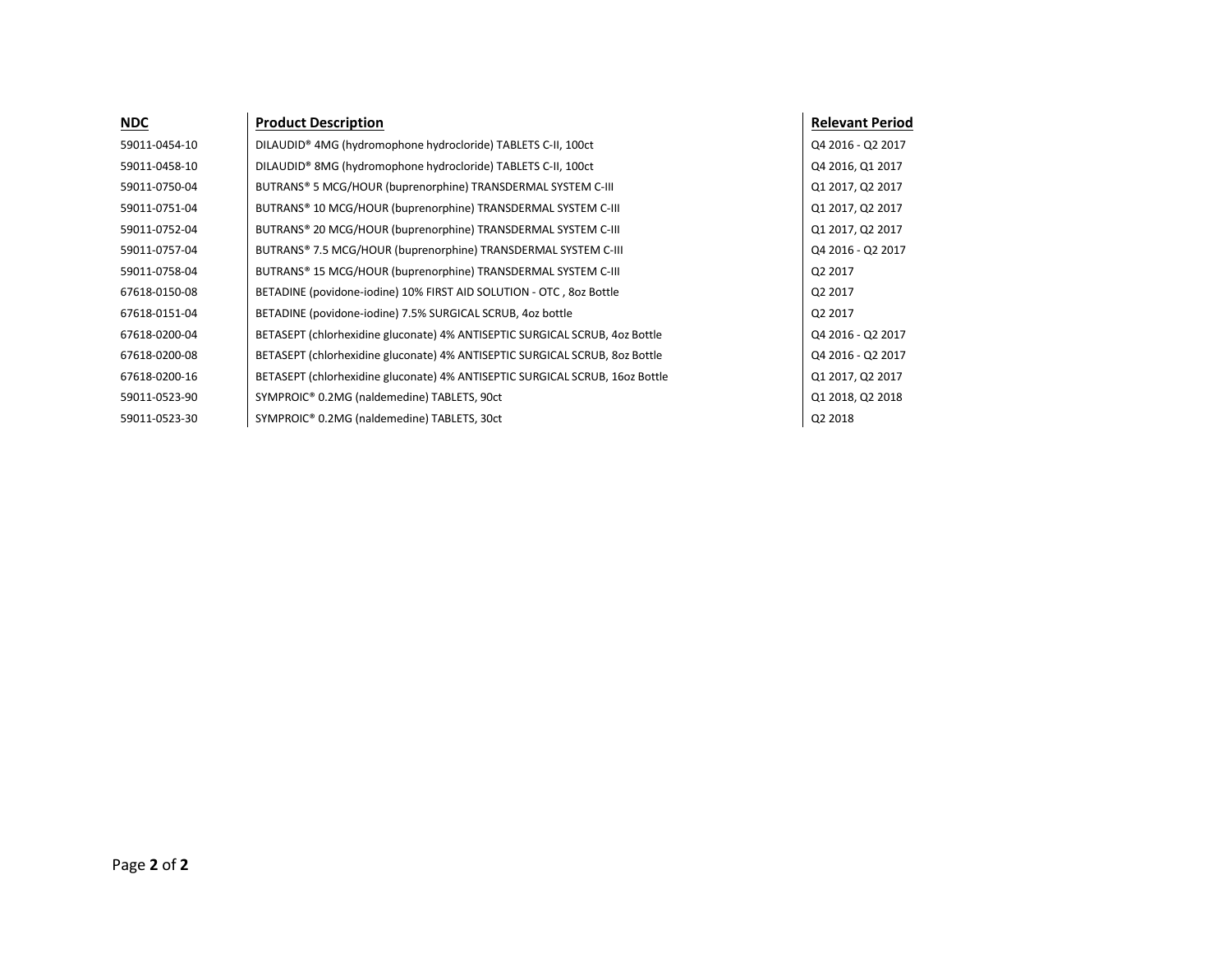| NDC | Product Description | Relevant Period |
| --- | --- | --- |
| 59011-0454-10 | DILAUDID® 4MG (hydromophone hydrocloride) TABLETS C-II, 100ct | Q4 2016 - Q2 2017 |
| 59011-0458-10 | DILAUDID® 8MG (hydromophone hydrocloride) TABLETS C-II, 100ct | Q4 2016, Q1 2017 |
| 59011-0750-04 | BUTRANS® 5 MCG/HOUR (buprenorphine) TRANSDERMAL SYSTEM C-III | Q1 2017, Q2 2017 |
| 59011-0751-04 | BUTRANS® 10 MCG/HOUR (buprenorphine) TRANSDERMAL SYSTEM C-III | Q1 2017, Q2 2017 |
| 59011-0752-04 | BUTRANS® 20 MCG/HOUR (buprenorphine) TRANSDERMAL SYSTEM C-III | Q1 2017, Q2 2017 |
| 59011-0757-04 | BUTRANS® 7.5 MCG/HOUR (buprenorphine) TRANSDERMAL SYSTEM C-III | Q4 2016 - Q2 2017 |
| 59011-0758-04 | BUTRANS® 15 MCG/HOUR (buprenorphine) TRANSDERMAL SYSTEM C-III | Q2 2017 |
| 67618-0150-08 | BETADINE (povidone-iodine) 10% FIRST AID SOLUTION - OTC , 8oz Bottle | Q2 2017 |
| 67618-0151-04 | BETADINE (povidone-iodine) 7.5% SURGICAL SCRUB, 4oz bottle | Q2 2017 |
| 67618-0200-04 | BETASEPT (chlorhexidine gluconate) 4% ANTISEPTIC SURGICAL SCRUB, 4oz Bottle | Q4 2016 - Q2 2017 |
| 67618-0200-08 | BETASEPT (chlorhexidine gluconate) 4% ANTISEPTIC SURGICAL SCRUB, 8oz Bottle | Q4 2016 - Q2 2017 |
| 67618-0200-16 | BETASEPT (chlorhexidine gluconate) 4% ANTISEPTIC SURGICAL SCRUB, 16oz Bottle | Q1 2017, Q2 2017 |
| 59011-0523-90 | SYMPROIC® 0.2MG (naldemedine) TABLETS, 90ct | Q1 2018, Q2 2018 |
| 59011-0523-30 | SYMPROIC® 0.2MG (naldemedine) TABLETS, 30ct | Q2 2018 |